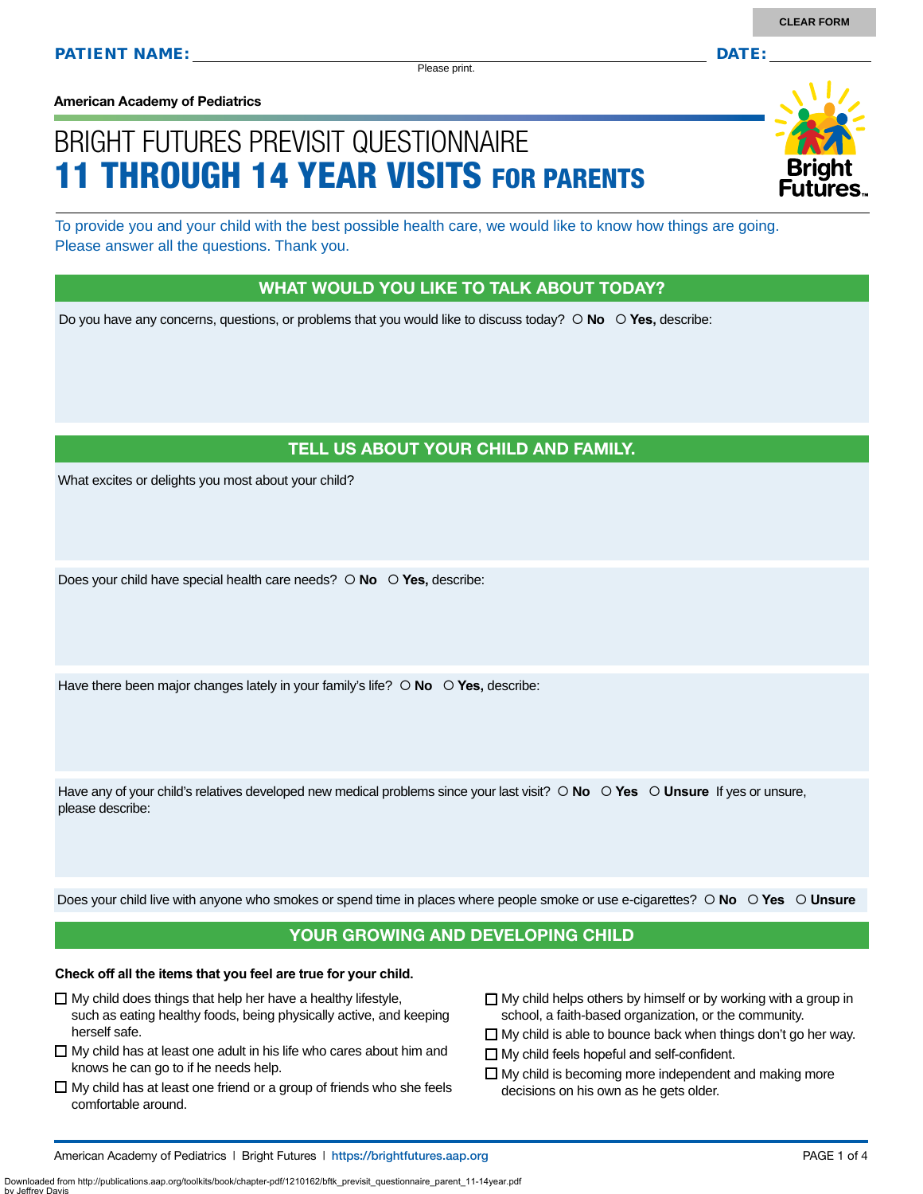CLEAR FORM

**PATIENT NAME:** ______________________________ **DATE:** ____________

Please print.

**American Academy of Pediatrics**

# BRIGHT FUTURES PREVISIT QUESTIONNAIRE
# 11 THROUGH 14 YEAR VISITS FOR PARENTS

To provide you and your child with the best possible health care, we would like to know how things are going. Please answer all the questions. Thank you.

## WHAT WOULD YOU LIKE TO TALK ABOUT TODAY?

Do you have any concerns, questions, or problems that you would like to discuss today? ○ **No** ○ **Yes,** describe:

## TELL US ABOUT YOUR CHILD AND FAMILY.

What excites or delights you most about your child?

Does your child have special health care needs? ○ **No** ○ **Yes,** describe:

Have there been major changes lately in your family's life? ○ **No** ○ **Yes,** describe:

Have any of your child's relatives developed new medical problems since your last visit? ○ **No** ○ **Yes** ○ **Unsure** If yes or unsure, please describe:

Does your child live with anyone who smokes or spend time in places where people smoke or use e-cigarettes? ○ **No** ○ **Yes** ○ **Unsure**

## YOUR GROWING AND DEVELOPING CHILD

**Check off all the items that you feel are true for your child.**

- ☐ My child does things that help her have a healthy lifestyle, such as eating healthy foods, being physically active, and keeping herself safe.
- ☐ My child has at least one adult in his life who cares about him and knows he can go to if he needs help.
- ☐ My child has at least one friend or a group of friends who she feels comfortable around.
- ☐ My child helps others by himself or by working with a group in school, a faith-based organization, or the community.
- ☐ My child is able to bounce back when things don't go her way.
- ☐ My child feels hopeful and self-confident.
- ☐ My child is becoming more independent and making more decisions on his own as he gets older.

American Academy of Pediatrics | Bright Futures | https://brightfutures.aap.org

Downloaded from http://publications.aap.org/toolkits/book/chapter-pdf/1210162/bftk_previsit_questionnaire_parent_11-14year.pdf by Jeffrey Davis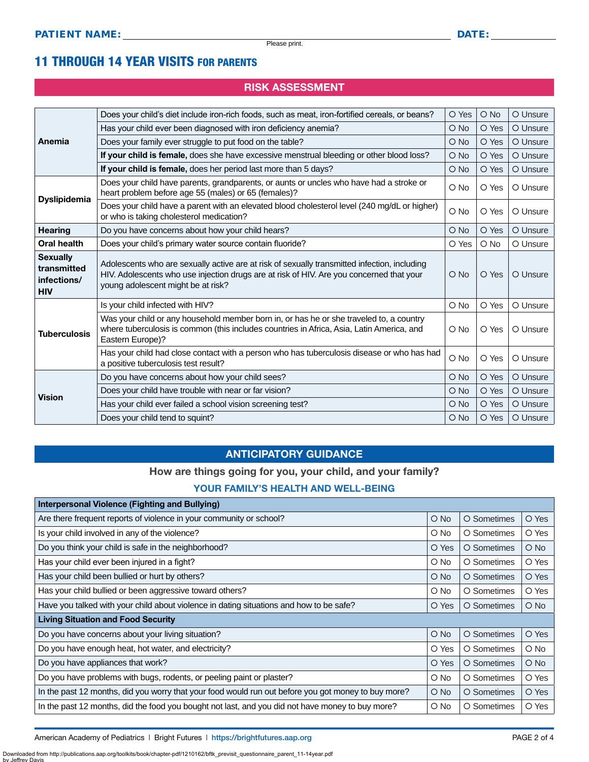**PATIENT NAME:** ______________________________ **DATE:** ____________

Please print.

# 11 THROUGH 14 YEAR VISITS FOR PARENTS

## RISK ASSESSMENT

| | | | | |
|---|---|---|---|---|
| **Anemia** | Does your child's diet include iron-rich foods, such as meat, iron-fortified cereals, or beans? | O Yes | O No | O Unsure |
| | Has your child ever been diagnosed with iron deficiency anemia? | O No | O Yes | O Unsure |
| | Does your family ever struggle to put food on the table? | O No | O Yes | O Unsure |
| | **If your child is female,** does she have excessive menstrual bleeding or other blood loss? | O No | O Yes | O Unsure |
| | **If your child is female,** does her period last more than 5 days? | O No | O Yes | O Unsure |
| **Dyslipidemia** | Does your child have parents, grandparents, or aunts or uncles who have had a stroke or heart problem before age 55 (males) or 65 (females)? | O No | O Yes | O Unsure |
| | Does your child have a parent with an elevated blood cholesterol level (240 mg/dL or higher) or who is taking cholesterol medication? | O No | O Yes | O Unsure |
| **Hearing** | Do you have concerns about how your child hears? | O No | O Yes | O Unsure |
| **Oral health** | Does your child's primary water source contain fluoride? | O Yes | O No | O Unsure |
| **Sexually transmitted infections/ HIV** | Adolescents who are sexually active are at risk of sexually transmitted infection, including HIV. Adolescents who use injection drugs are at risk of HIV. Are you concerned that your young adolescent might be at risk? | O No | O Yes | O Unsure |
| **Tuberculosis** | Is your child infected with HIV? | O No | O Yes | O Unsure |
| | Was your child or any household member born in, or has he or she traveled to, a country where tuberculosis is common (this includes countries in Africa, Asia, Latin America, and Eastern Europe)? | O No | O Yes | O Unsure |
| | Has your child had close contact with a person who has tuberculosis disease or who has had a positive tuberculosis test result? | O No | O Yes | O Unsure |
| **Vision** | Do you have concerns about how your child sees? | O No | O Yes | O Unsure |
| | Does your child have trouble with near or far vision? | O No | O Yes | O Unsure |
| | Has your child ever failed a school vision screening test? | O No | O Yes | O Unsure |
| | Does your child tend to squint? | O No | O Yes | O Unsure |

## ANTICIPATORY GUIDANCE

### How are things going for you, your child, and your family?

### YOUR FAMILY'S HEALTH AND WELL-BEING

| **Interpersonal Violence (Fighting and Bullying)** | | | |
|---|---|---|---|
| Are there frequent reports of violence in your community or school? | O No | O Sometimes | O Yes |
| Is your child involved in any of the violence? | O No | O Sometimes | O Yes |
| Do you think your child is safe in the neighborhood? | O Yes | O Sometimes | O No |
| Has your child ever been injured in a fight? | O No | O Sometimes | O Yes |
| Has your child been bullied or hurt by others? | O No | O Sometimes | O Yes |
| Has your child bullied or been aggressive toward others? | O No | O Sometimes | O Yes |
| Have you talked with your child about violence in dating situations and how to be safe? | O Yes | O Sometimes | O No |
| **Living Situation and Food Security** | | | |
| Do you have concerns about your living situation? | O No | O Sometimes | O Yes |
| Do you have enough heat, hot water, and electricity? | O Yes | O Sometimes | O No |
| Do you have appliances that work? | O Yes | O Sometimes | O No |
| Do you have problems with bugs, rodents, or peeling paint or plaster? | O No | O Sometimes | O Yes |
| In the past 12 months, did you worry that your food would run out before you got money to buy more? | O No | O Sometimes | O Yes |
| In the past 12 months, did the food you bought not last, and you did not have money to buy more? | O No | O Sometimes | O Yes |

American Academy of Pediatrics | Bright Futures | https://brightfutures.aap.org

Downloaded from http://publications.aap.org/toolkits/book/chapter-pdf/1210162/bftk_previsit_questionnaire_parent_11-14year.pdf by Jeffrey Davis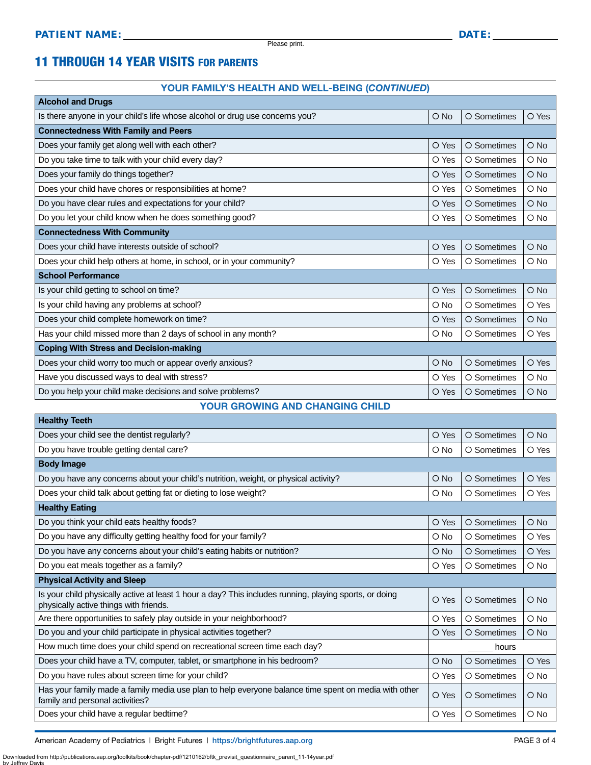**PATIENT NAME:** ____________________ **DATE:** __________

Please print.

# 11 THROUGH 14 YEAR VISITS FOR PARENTS

## YOUR FAMILY'S HEALTH AND WELL-BEING (*CONTINUED*)

| **Alcohol and Drugs** | | | |
|---|---|---|---|
| Is there anyone in your child's life whose alcohol or drug use concerns you? | O No | O Sometimes | O Yes |
| **Connectedness With Family and Peers** | | | |
| Does your family get along well with each other? | O Yes | O Sometimes | O No |
| Do you take time to talk with your child every day? | O Yes | O Sometimes | O No |
| Does your family do things together? | O Yes | O Sometimes | O No |
| Does your child have chores or responsibilities at home? | O Yes | O Sometimes | O No |
| Do you have clear rules and expectations for your child? | O Yes | O Sometimes | O No |
| Do you let your child know when he does something good? | O Yes | O Sometimes | O No |
| **Connectedness With Community** | | | |
| Does your child have interests outside of school? | O Yes | O Sometimes | O No |
| Does your child help others at home, in school, or in your community? | O Yes | O Sometimes | O No |
| **School Performance** | | | |
| Is your child getting to school on time? | O Yes | O Sometimes | O No |
| Is your child having any problems at school? | O No | O Sometimes | O Yes |
| Does your child complete homework on time? | O Yes | O Sometimes | O No |
| Has your child missed more than 2 days of school in any month? | O No | O Sometimes | O Yes |
| **Coping With Stress and Decision-making** | | | |
| Does your child worry too much or appear overly anxious? | O No | O Sometimes | O Yes |
| Have you discussed ways to deal with stress? | O Yes | O Sometimes | O No |
| Do you help your child make decisions and solve problems? | O Yes | O Sometimes | O No |

## YOUR GROWING AND CHANGING CHILD

| **Healthy Teeth** | | | |
|---|---|---|---|
| Does your child see the dentist regularly? | O Yes | O Sometimes | O No |
| Do you have trouble getting dental care? | O No | O Sometimes | O Yes |
| **Body Image** | | | |
| Do you have any concerns about your child's nutrition, weight, or physical activity? | O No | O Sometimes | O Yes |
| Does your child talk about getting fat or dieting to lose weight? | O No | O Sometimes | O Yes |
| **Healthy Eating** | | | |
| Do you think your child eats healthy foods? | O Yes | O Sometimes | O No |
| Do you have any difficulty getting healthy food for your family? | O No | O Sometimes | O Yes |
| Do you have any concerns about your child's eating habits or nutrition? | O No | O Sometimes | O Yes |
| Do you eat meals together as a family? | O Yes | O Sometimes | O No |
| **Physical Activity and Sleep** | | | |
| Is your child physically active at least 1 hour a day? This includes running, playing sports, or doing physically active things with friends. | O Yes | O Sometimes | O No |
| Are there opportunities to safely play outside in your neighborhood? | O Yes | O Sometimes | O No |
| Do you and your child participate in physical activities together? | O Yes | O Sometimes | O No |
| How much time does your child spend on recreational screen time each day? | | _____ hours | |
| Does your child have a TV, computer, tablet, or smartphone in his bedroom? | O No | O Sometimes | O Yes |
| Do you have rules about screen time for your child? | O Yes | O Sometimes | O No |
| Has your family made a family media use plan to help everyone balance time spent on media with other family and personal activities? | O Yes | O Sometimes | O No |
| Does your child have a regular bedtime? | O Yes | O Sometimes | O No |

American Academy of Pediatrics | Bright Futures | https://brightfutures.aap.org

Downloaded from http://publications.aap.org/toolkits/book/chapter-pdf/1210162/bftk_previsit_questionnaire_parent_11-14year.pdf by Jeffrey Davis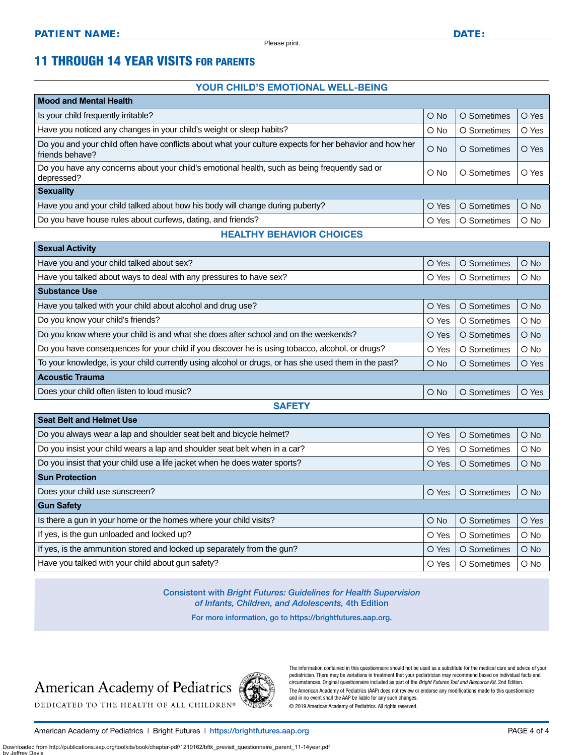**PATIENT NAME:** ______________________________ **DATE:** __________

Please print.

# 11 THROUGH 14 YEAR VISITS FOR PARENTS

## YOUR CHILD'S EMOTIONAL WELL-BEING

| **Mood and Mental Health** | | | |
|---|---|---|---|
| Is your child frequently irritable? | O No | O Sometimes | O Yes |
| Have you noticed any changes in your child's weight or sleep habits? | O No | O Sometimes | O Yes |
| Do you and your child often have conflicts about what your culture expects for her behavior and how her friends behave? | O No | O Sometimes | O Yes |
| Do you have any concerns about your child's emotional health, such as being frequently sad or depressed? | O No | O Sometimes | O Yes |
| **Sexuality** | | | |
| Have you and your child talked about how his body will change during puberty? | O Yes | O Sometimes | O No |
| Do you have house rules about curfews, dating, and friends? | O Yes | O Sometimes | O No |

## HEALTHY BEHAVIOR CHOICES

| **Sexual Activity** | | | |
|---|---|---|---|
| Have you and your child talked about sex? | O Yes | O Sometimes | O No |
| Have you talked about ways to deal with any pressures to have sex? | O Yes | O Sometimes | O No |
| **Substance Use** | | | |
| Have you talked with your child about alcohol and drug use? | O Yes | O Sometimes | O No |
| Do you know your child's friends? | O Yes | O Sometimes | O No |
| Do you know where your child is and what she does after school and on the weekends? | O Yes | O Sometimes | O No |
| Do you have consequences for your child if you discover he is using tobacco, alcohol, or drugs? | O Yes | O Sometimes | O No |
| To your knowledge, is your child currently using alcohol or drugs, or has she used them in the past? | O No | O Sometimes | O Yes |
| **Acoustic Trauma** | | | |
| Does your child often listen to loud music? | O No | O Sometimes | O Yes |

## SAFETY

| **Seat Belt and Helmet Use** | | | |
|---|---|---|---|
| Do you always wear a lap and shoulder seat belt and bicycle helmet? | O Yes | O Sometimes | O No |
| Do you insist your child wears a lap and shoulder seat belt when in a car? | O Yes | O Sometimes | O No |
| Do you insist that your child use a life jacket when he does water sports? | O Yes | O Sometimes | O No |
| **Sun Protection** | | | |
| Does your child use sunscreen? | O Yes | O Sometimes | O No |
| **Gun Safety** | | | |
| Is there a gun in your home or the homes where your child visits? | O No | O Sometimes | O Yes |
| If yes, is the gun unloaded and locked up? | O Yes | O Sometimes | O No |
| If yes, is the ammunition stored and locked up separately from the gun? | O Yes | O Sometimes | O No |
| Have you talked with your child about gun safety? | O Yes | O Sometimes | O No |

Consistent with *Bright Futures: Guidelines for Health Supervision of Infants, Children, and Adolescents,* 4th Edition

For more information, go to https://brightfutures.aap.org.

American Academy of Pediatrics

DEDICATED TO THE HEALTH OF ALL CHILDREN®

The information contained in this questionnaire should not be used as a substitute for the medical care and advice of your pediatrician. There may be variations in treatment that your pediatrician may recommend based on individual facts and circumstances. Original questionnaire included as part of the *Bright Futures Tool and Resource Kit,* 2nd Edition.

The American Academy of Pediatrics (AAP) does not review or endorse any modifications made to this questionnaire and in no event shall the AAP be liable for any such changes.

© 2019 American Academy of Pediatrics. All rights reserved.

Downloaded from http://publications.aap.org/toolkits/book/chapter-pdf/1210162/bftk_previsit_questionnaire_parent_11-14year.pdf by Jeffrey Davis